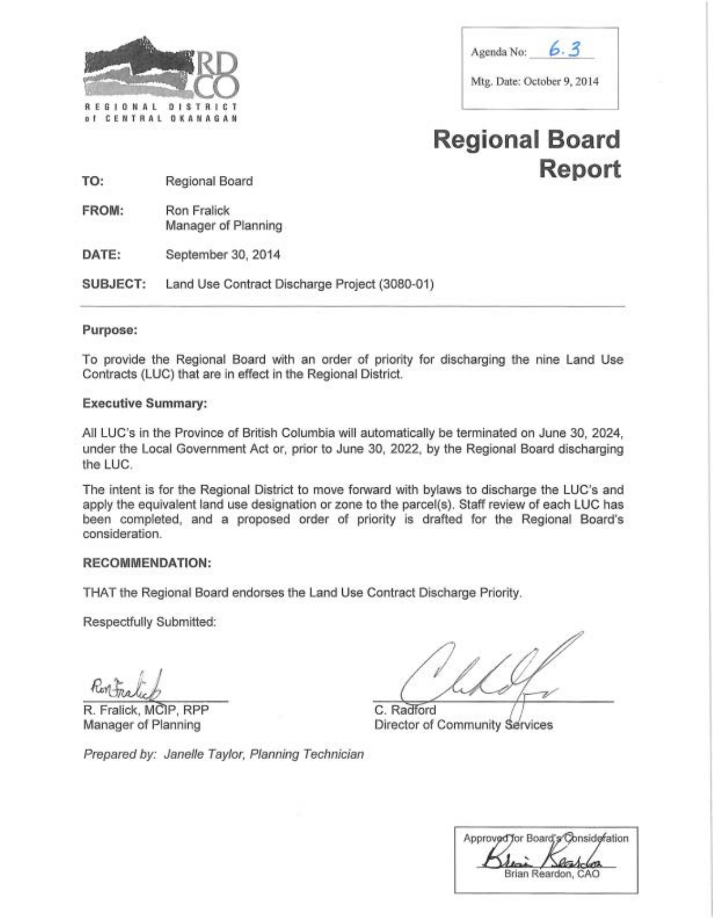REGIONAL DISTRICT of CENTRAL OKANAGAN

Agenda No: 6.3

Mtg. Date: October 9, 2014

# Regional Board Report

**TO:** Regional Board

**FROM:** Ron Fralick
Manager of Planning

**DATE:** September 30, 2014

**SUBJECT:** Land Use Contract Discharge Project (3080-01)

---

**Purpose:**

To provide the Regional Board with an order of priority for discharging the nine Land Use Contracts (LUC) that are in effect in the Regional District.

**Executive Summary:**

All LUC's in the Province of British Columbia will automatically be terminated on June 30, 2024, under the Local Government Act or, prior to June 30, 2022, by the Regional Board discharging the LUC.

The intent is for the Regional District to move forward with bylaws to discharge the LUC's and apply the equivalent land use designation or zone to the parcel(s). Staff review of each LUC has been completed, and a proposed order of priority is drafted for the Regional Board's consideration.

**RECOMMENDATION:**

THAT the Regional Board endorses the Land Use Contract Discharge Priority.

Respectfully Submitted:

R. Fralick, MCIP, RPP
Manager of Planning

C. Radford
Director of Community Services

*Prepared by: Janelle Taylor, Planning Technician*

Approved for Board's Consideration
Brian Reardon, CAO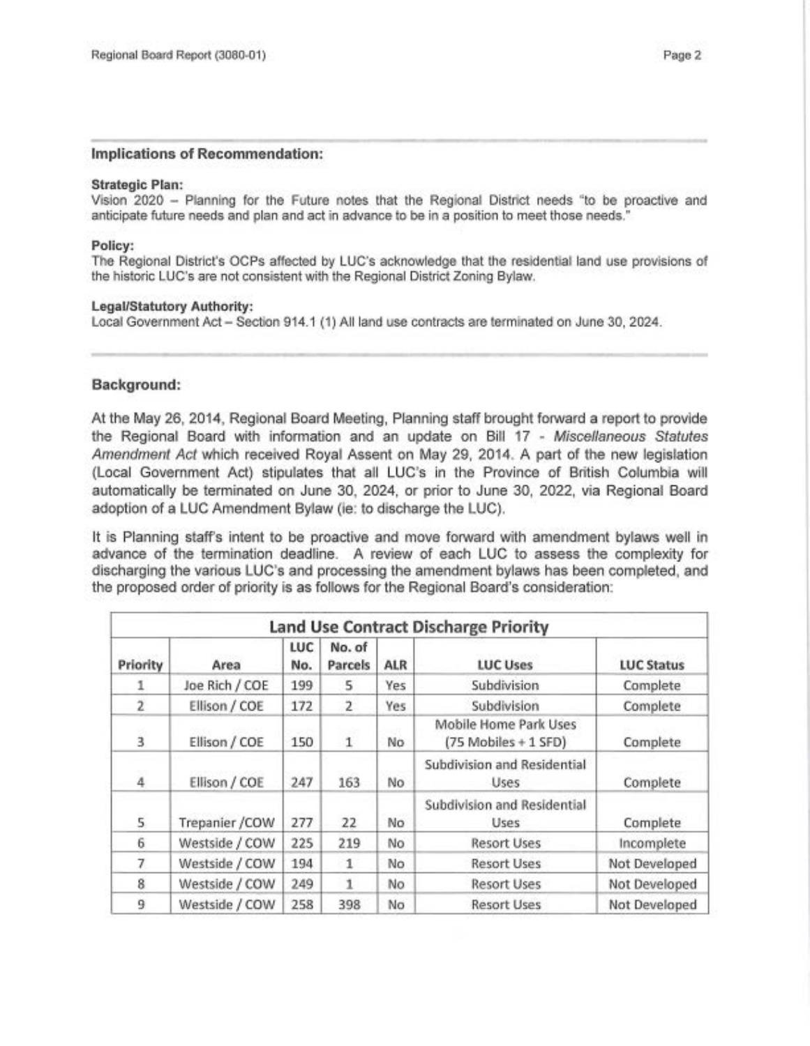## Implications of Recommendation:

**Strategic Plan:**
Vision 2020 – Planning for the Future notes that the Regional District needs "to be proactive and anticipate future needs and plan and act in advance to be in a position to meet those needs."

**Policy:**
The Regional District's OCPs affected by LUC's acknowledge that the residential land use provisions of the historic LUC's are not consistent with the Regional District Zoning Bylaw.

**Legal/Statutory Authority:**
Local Government Act – Section 914.1 (1) All land use contracts are terminated on June 30, 2024.

## Background:

At the May 26, 2014, Regional Board Meeting, Planning staff brought forward a report to provide the Regional Board with information and an update on Bill 17 - *Miscellaneous Statutes Amendment Act* which received Royal Assent on May 29, 2014. A part of the new legislation (Local Government Act) stipulates that all LUC's in the Province of British Columbia will automatically be terminated on June 30, 2024, or prior to June 30, 2022, via Regional Board adoption of a LUC Amendment Bylaw (ie: to discharge the LUC).

It is Planning staff's intent to be proactive and move forward with amendment bylaws well in advance of the termination deadline. A review of each LUC to assess the complexity for discharging the various LUC's and processing the amendment bylaws has been completed, and the proposed order of priority is as follows for the Regional Board's consideration:

| Land Use Contract Discharge Priority | | | | | | |
|---|---|---|---|---|---|---|
| Priority | Area | LUC No. | No. of Parcels | ALR | LUC Uses | LUC Status |
| 1 | Joe Rich / COE | 199 | 5 | Yes | Subdivision | Complete |
| 2 | Ellison / COE | 172 | 2 | Yes | Subdivision | Complete |
| 3 | Ellison / COE | 150 | 1 | No | Mobile Home Park Uses (75 Mobiles + 1 SFD) | Complete |
| 4 | Ellison / COE | 247 | 163 | No | Subdivision and Residential Uses | Complete |
| 5 | Trepanier /COW | 277 | 22 | No | Subdivision and Residential Uses | Complete |
| 6 | Westside / COW | 225 | 219 | No | Resort Uses | Incomplete |
| 7 | Westside / COW | 194 | 1 | No | Resort Uses | Not Developed |
| 8 | Westside / COW | 249 | 1 | No | Resort Uses | Not Developed |
| 9 | Westside / COW | 258 | 398 | No | Resort Uses | Not Developed |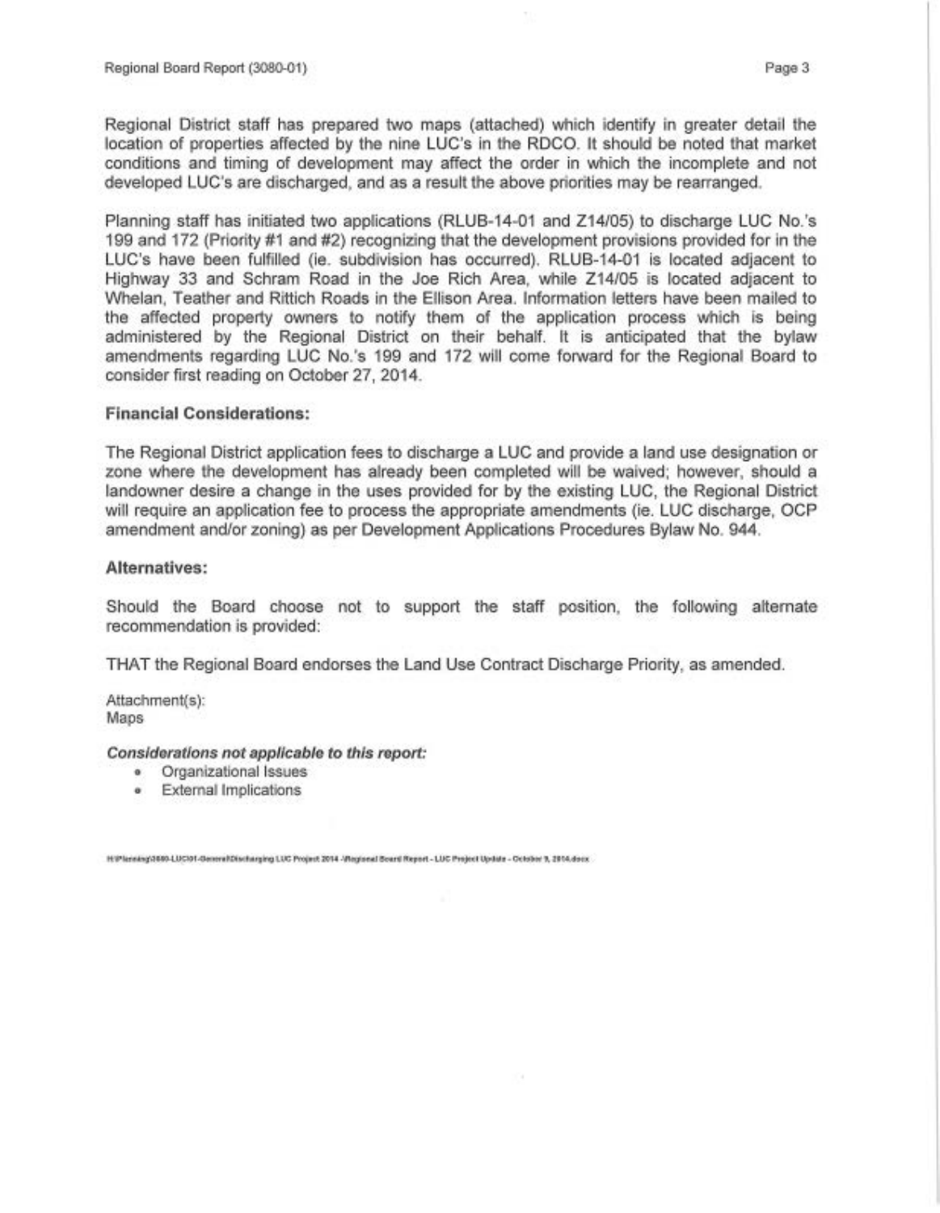Regional District staff has prepared two maps (attached) which identify in greater detail the location of properties affected by the nine LUC's in the RDCO. It should be noted that market conditions and timing of development may affect the order in which the incomplete and not developed LUC's are discharged, and as a result the above priorities may be rearranged.

Planning staff has initiated two applications (RLUB-14-01 and Z14/05) to discharge LUC No.'s 199 and 172 (Priority #1 and #2) recognizing that the development provisions provided for in the LUC's have been fulfilled (ie. subdivision has occurred). RLUB-14-01 is located adjacent to Highway 33 and Schram Road in the Joe Rich Area, while Z14/05 is located adjacent to Whelan, Teather and Rittich Roads in the Ellison Area. Information letters have been mailed to the affected property owners to notify them of the application process which is being administered by the Regional District on their behalf. It is anticipated that the bylaw amendments regarding LUC No.'s 199 and 172 will come forward for the Regional Board to consider first reading on October 27, 2014.

**Financial Considerations:**

The Regional District application fees to discharge a LUC and provide a land use designation or zone where the development has already been completed will be waived; however, should a landowner desire a change in the uses provided for by the existing LUC, the Regional District will require an application fee to process the appropriate amendments (ie. LUC discharge, OCP amendment and/or zoning) as per Development Applications Procedures Bylaw No. 944.

**Alternatives:**

Should the Board choose not to support the staff position, the following alternate recommendation is provided:

THAT the Regional Board endorses the Land Use Contract Discharge Priority, as amended.

Attachment(s):
Maps

***Considerations not applicable to this report:***

- Organizational Issues
- External Implications

H:\Planning\3080-LUC\01-General\Discharging LUC Project 2014 -\Regional Board Report - LUC Project Update - October 9, 2014.docx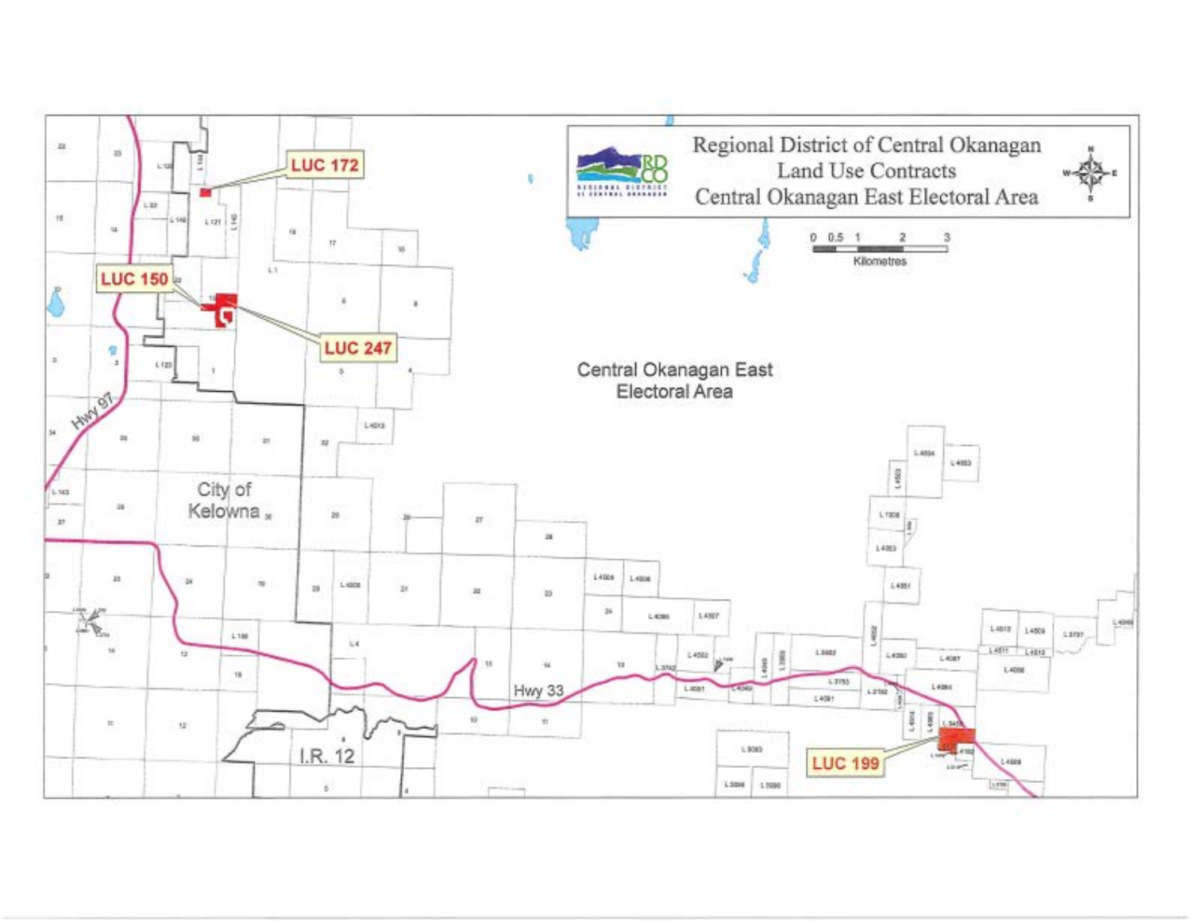# Regional District of Central Okanagan
## Land Use Contracts
## Central Okanagan East Electoral Area

0 0.5 1 2 3
Kilometres

Central Okanagan East Electoral Area

City of Kelowna

I.R. 12

Hwy 97

Hwy 33

LUC 172

LUC 150

LUC 247

LUC 199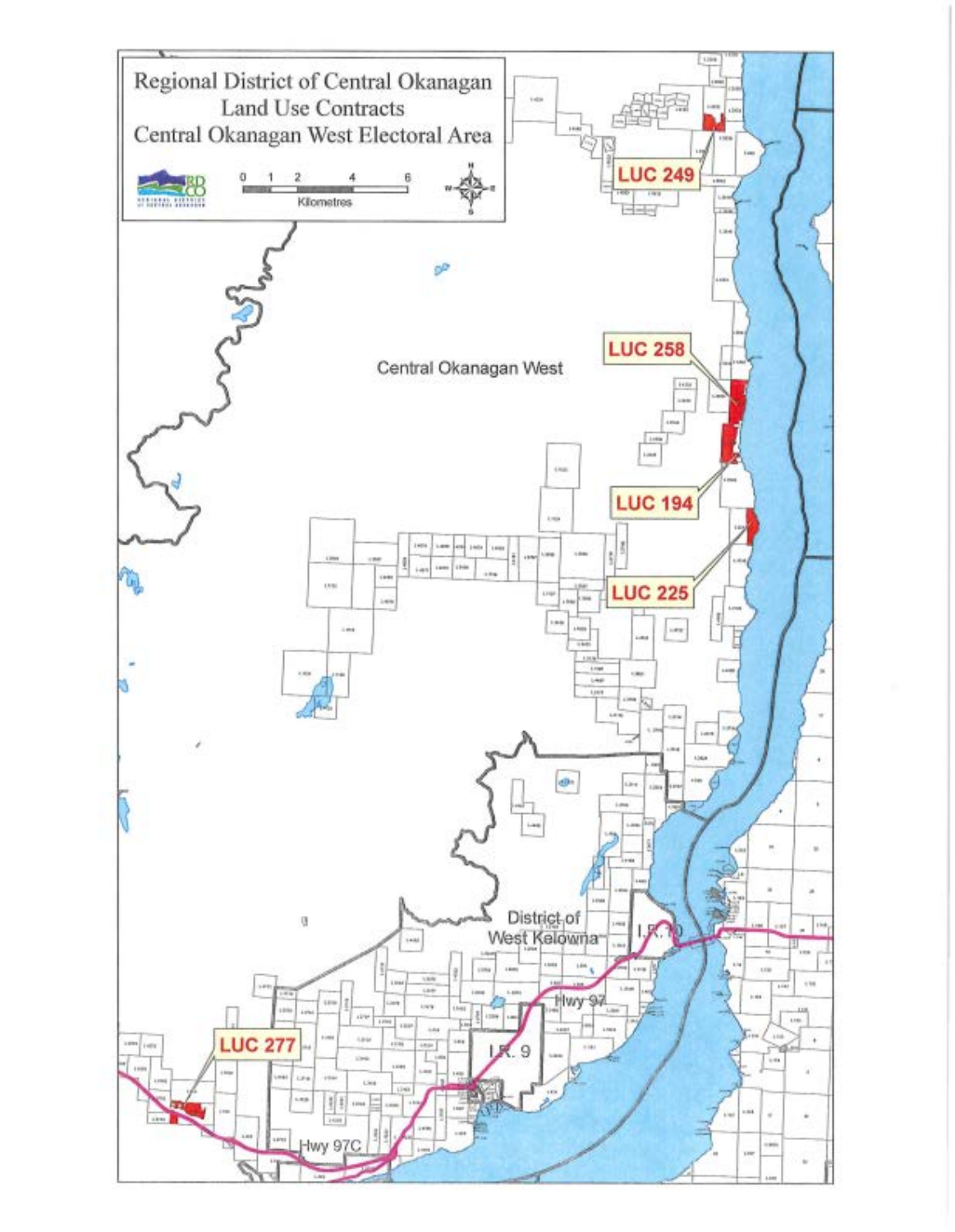# Regional District of Central Okanagan
## Land Use Contracts
## Central Okanagan West Electoral Area

0 1 2 4 6

Kilometres

LUC 249

LUC 258

Central Okanagan West

LUC 194

LUC 225

District of West Kelowna

I.R. 10

Hwy 97

I.R. 9

LUC 277

Hwy 97C